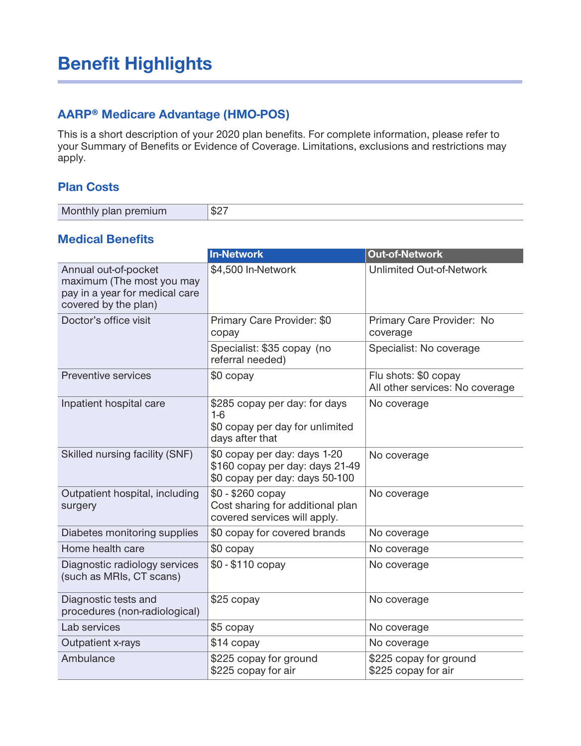# Benefit Highlights

## AARP® Medicare Advantage (HMO-POS)

This is a short description of your 2020 plan benefits. For complete information, please refer to your Summary of Benefits or Evidence of Coverage. Limitations, exclusions and restrictions may apply.

## Plan Costs

| Monthly plan premium | $27 |
|---|---|

## Medical Benefits

| | In-Network | Out-of-Network |
|---|---|---|
| Annual out-of-pocket maximum (The most you may pay in a year for medical care covered by the plan) | $4,500 In-Network | Unlimited Out-of-Network |
| Doctor's office visit | Primary Care Provider: $0 copay | Primary Care Provider: No coverage |
| | Specialist: $35 copay (no referral needed) | Specialist: No coverage |
| Preventive services | $0 copay | Flu shots: $0 copay<br>All other services: No coverage |
| Inpatient hospital care | $285 copay per day: for days 1-6<br>$0 copay per day for unlimited days after that | No coverage |
| Skilled nursing facility (SNF) | $0 copay per day: days 1-20<br>$160 copay per day: days 21-49<br>$0 copay per day: days 50-100 | No coverage |
| Outpatient hospital, including surgery | $0 - $260 copay<br>Cost sharing for additional plan covered services will apply. | No coverage |
| Diabetes monitoring supplies | $0 copay for covered brands | No coverage |
| Home health care | $0 copay | No coverage |
| Diagnostic radiology services (such as MRIs, CT scans) | $0 - $110 copay | No coverage |
| Diagnostic tests and procedures (non-radiological) | $25 copay | No coverage |
| Lab services | $5 copay | No coverage |
| Outpatient x-rays | $14 copay | No coverage |
| Ambulance | $225 copay for ground<br>$225 copay for air | $225 copay for ground<br>$225 copay for air |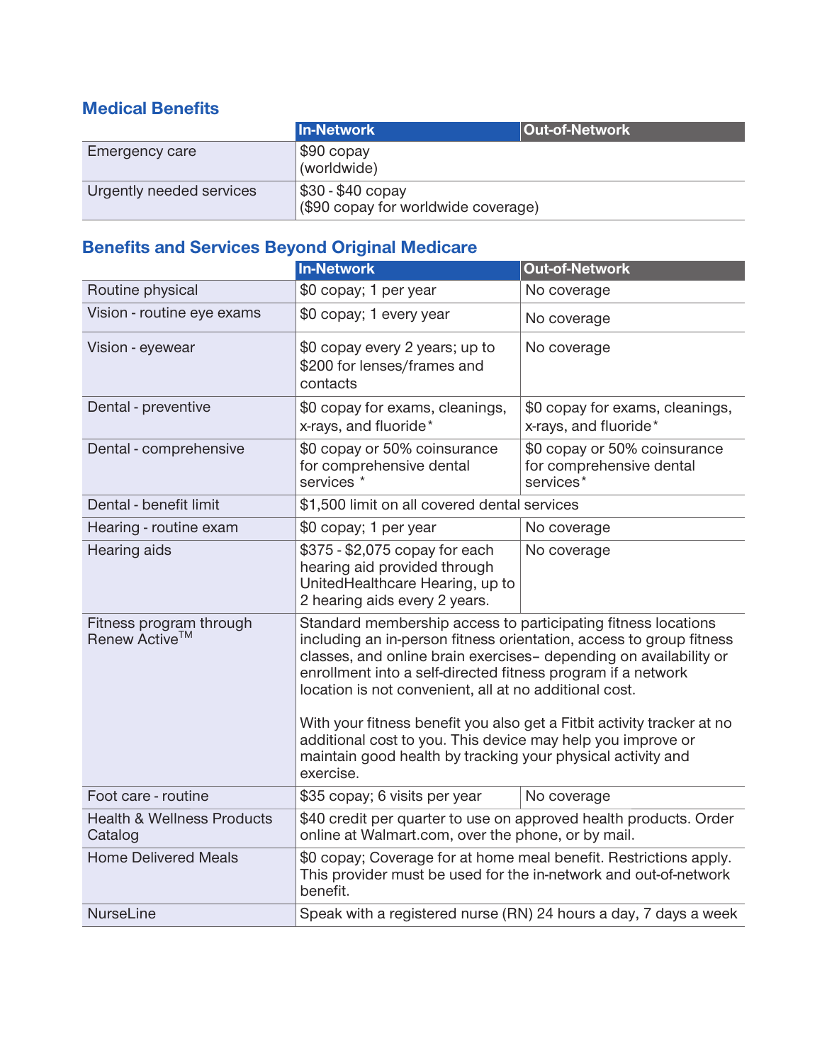## Medical Benefits

| | In-Network | Out-of-Network |
|---|---|---|
| Emergency care | $90 copay (worldwide) | |
| Urgently needed services | $30 - $40 copay ($90 copay for worldwide coverage) | |

## Benefits and Services Beyond Original Medicare

| | In-Network | Out-of-Network |
|---|---|---|
| Routine physical | $0 copay; 1 per year | No coverage |
| Vision - routine eye exams | $0 copay; 1 every year | No coverage |
| Vision - eyewear | $0 copay every 2 years; up to $200 for lenses/frames and contacts | No coverage |
| Dental - preventive | $0 copay for exams, cleanings, x-rays, and fluoride* | $0 copay for exams, cleanings, x-rays, and fluoride* |
| Dental - comprehensive | $0 copay or 50% coinsurance for comprehensive dental services * | $0 copay or 50% coinsurance for comprehensive dental services* |
| Dental - benefit limit | $1,500 limit on all covered dental services | |
| Hearing - routine exam | $0 copay; 1 per year | No coverage |
| Hearing aids | $375 - $2,075 copay for each hearing aid provided through UnitedHealthcare Hearing, up to 2 hearing aids every 2 years. | No coverage |
| Fitness program through Renew Active™ | Standard membership access to participating fitness locations including an in-person fitness orientation, access to group fitness classes, and online brain exercises– depending on availability or enrollment into a self-directed fitness program if a network location is not convenient, all at no additional cost.<br><br>With your fitness benefit you also get a Fitbit activity tracker at no additional cost to you. This device may help you improve or maintain good health by tracking your physical activity and exercise. | |
| Foot care - routine | $35 copay; 6 visits per year | No coverage |
| Health & Wellness Products Catalog | $40 credit per quarter to use on approved health products. Order online at Walmart.com, over the phone, or by mail. | |
| Home Delivered Meals | $0 copay; Coverage for at home meal benefit. Restrictions apply. This provider must be used for the in-network and out-of-network benefit. | |
| NurseLine | Speak with a registered nurse (RN) 24 hours a day, 7 days a week | |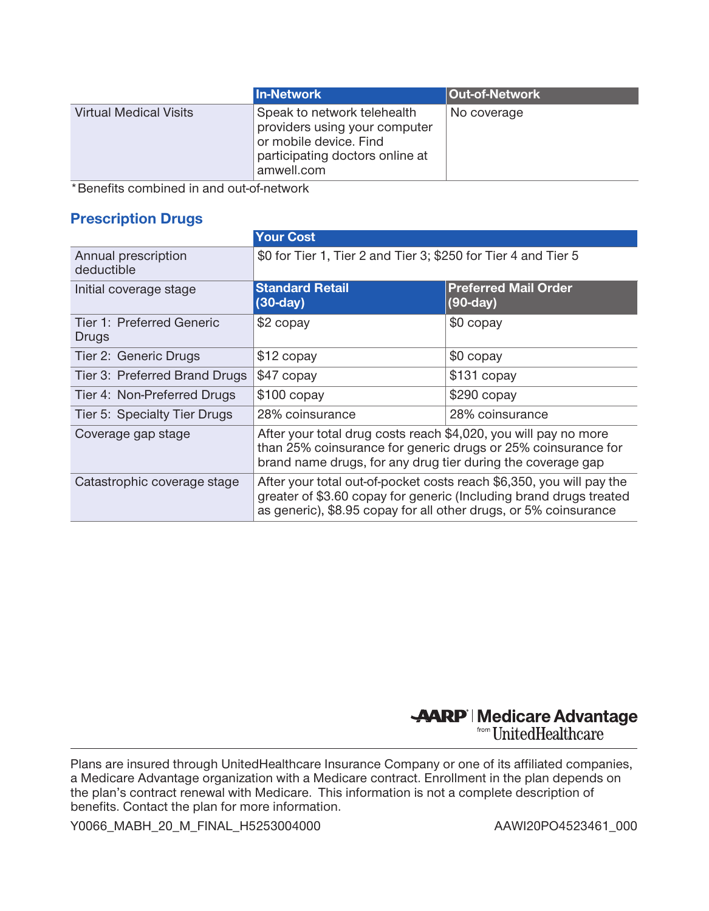| | In-Network | Out-of-Network |
|---|---|---|
| Virtual Medical Visits | Speak to network telehealth providers using your computer or mobile device. Find participating doctors online at amwell.com | No coverage |

*Benefits combined in and out-of-network

## Prescription Drugs

| | Your Cost | |
|---|---|---|
| Annual prescription deductible | $0 for Tier 1, Tier 2 and Tier 3; $250 for Tier 4 and Tier 5 | |
| Initial coverage stage | **Standard Retail (30-day)** | **Preferred Mail Order (90-day)** |
| Tier 1: Preferred Generic Drugs | $2 copay | $0 copay |
| Tier 2: Generic Drugs | $12 copay | $0 copay |
| Tier 3: Preferred Brand Drugs | $47 copay | $131 copay |
| Tier 4: Non-Preferred Drugs | $100 copay | $290 copay |
| Tier 5: Specialty Tier Drugs | 28% coinsurance | 28% coinsurance |
| Coverage gap stage | After your total drug costs reach $4,020, you will pay no more than 25% coinsurance for generic drugs or 25% coinsurance for brand name drugs, for any drug tier during the coverage gap | |
| Catastrophic coverage stage | After your total out-of-pocket costs reach $6,350, you will pay the greater of $3.60 copay for generic (Including brand drugs treated as generic), $8.95 copay for all other drugs, or 5% coinsurance | |

AARP Medicare Advantage from UnitedHealthcare

Plans are insured through UnitedHealthcare Insurance Company or one of its affiliated companies, a Medicare Advantage organization with a Medicare contract. Enrollment in the plan depends on the plan's contract renewal with Medicare. This information is not a complete description of benefits. Contact the plan for more information.

Y0066_MABH_20_M_FINAL_H5253004000 AAWI20PO4523461_000